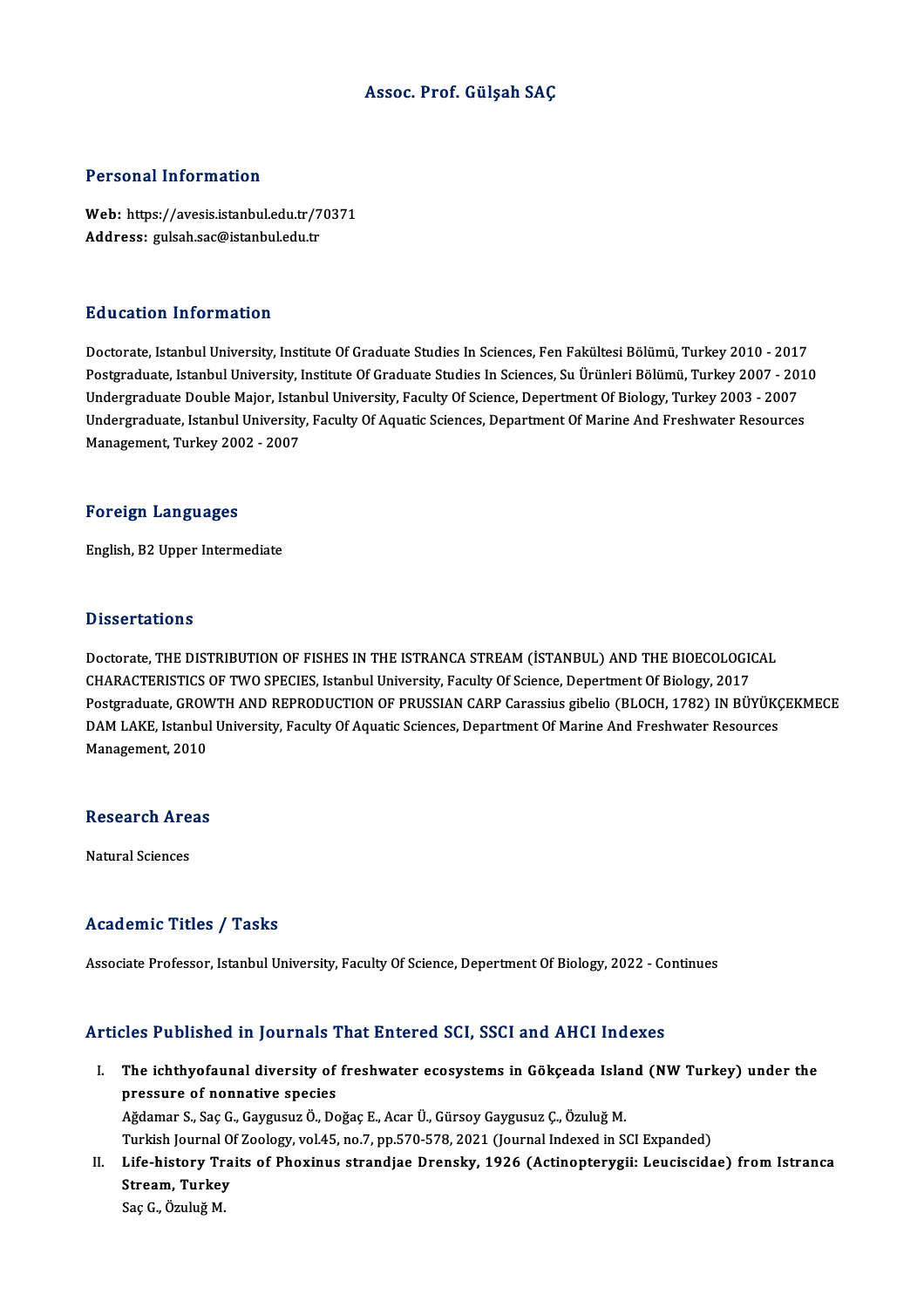# Assoc. Prof. Gülşah SAÇ

## Personal Information

**Web:** https://avesis.istanbul.edu.tr/70371
**Address:** gulsah.sac@istanbul.edu.tr

## Education Information

Doctorate, Istanbul University, Institute Of Graduate Studies In Sciences, Fen Fakültesi Bölümü, Turkey 2010 - 2017
Postgraduate, Istanbul University, Institute Of Graduate Studies In Sciences, Su Ürünleri Bölümü, Turkey 2007 - 2010
Undergraduate Double Major, Istanbul University, Faculty Of Science, Depertment Of Biology, Turkey 2003 - 2007
Undergraduate, Istanbul University, Faculty Of Aquatic Sciences, Department Of Marine And Freshwater Resources Management, Turkey 2002 - 2007

## Foreign Languages

English, B2 Upper Intermediate

## Dissertations

Doctorate, THE DISTRIBUTION OF FISHES IN THE ISTRANCA STREAM (İSTANBUL) AND THE BIOECOLOGICAL CHARACTERISTICS OF TWO SPECIES, Istanbul University, Faculty Of Science, Depertment Of Biology, 2017
Postgraduate, GROWTH AND REPRODUCTION OF PRUSSIAN CARP Carassius gibelio (BLOCH, 1782) IN BÜYÜKÇEKMECE DAM LAKE, Istanbul University, Faculty Of Aquatic Sciences, Department Of Marine And Freshwater Resources Management, 2010

## Research Areas

Natural Sciences

## Academic Titles / Tasks

Associate Professor, Istanbul University, Faculty Of Science, Depertment Of Biology, 2022 - Continues

## Articles Published in Journals That Entered SCI, SSCI and AHCI Indexes

I. **The ichthyofaunal diversity of freshwater ecosystems in Gökçeada Island (NW Turkey) under the pressure of nonnative species**
Ağdamar S., Saç G., Gaygusuz Ö., Doğaç E., Acar Ü., Gürsoy Gaygusuz Ç., Özuluğ M.
Turkish Journal Of Zoology, vol.45, no.7, pp.570-578, 2021 (Journal Indexed in SCI Expanded)

II. **Life-history Traits of Phoxinus strandjae Drensky, 1926 (Actinopterygii: Leuciscidae) from Istranca Stream, Turkey**
Saç G., Özuluğ M.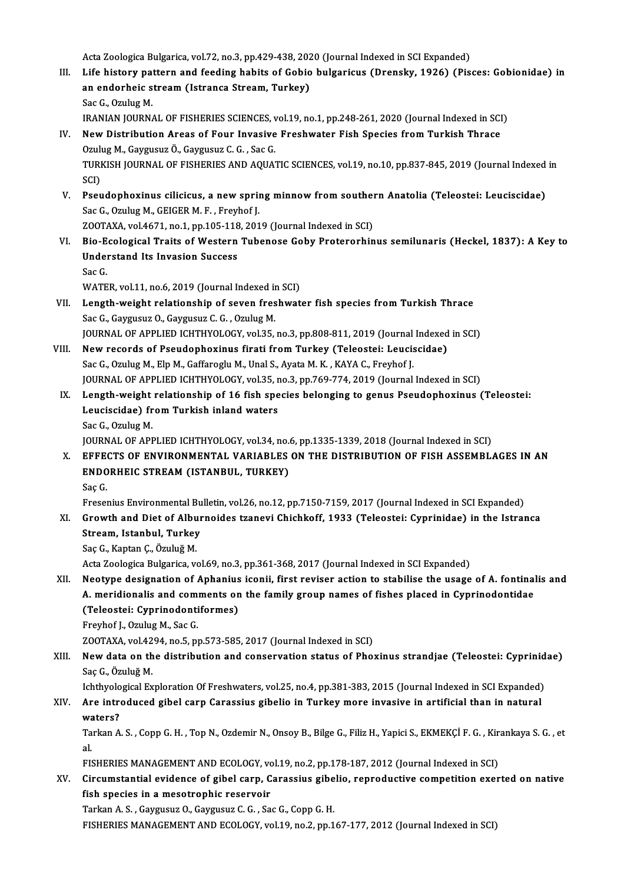Acta Zoologica Bulgarica, vol.72, no.3, pp.429-438, 2020 (Journal Indexed in SCI Expanded)

III. **Life history pattern and feeding habits of Gobio bulgaricus (Drensky, 1926) (Pisces: Gobionidae) in an endorheic stream (Istranca Stream, Turkey)**
Sac G., Ozulug M.
IRANIAN JOURNAL OF FISHERIES SCIENCES, vol.19, no.1, pp.248-261, 2020 (Journal Indexed in SCI)

IV. **New Distribution Areas of Four Invasive Freshwater Fish Species from Turkish Thrace**
Ozulug M., Gaygusuz Ö., Gaygusuz C. G. , Sac G.
TURKISH JOURNAL OF FISHERIES AND AQUATIC SCIENCES, vol.19, no.10, pp.837-845, 2019 (Journal Indexed in SCI)

V. **Pseudophoxinus cilicicus, a new spring minnow from southern Anatolia (Teleostei: Leuciscidae)**
Sac G., Ozulug M., GEIGER M. F. , Freyhof J.
ZOOTAXA, vol.4671, no.1, pp.105-118, 2019 (Journal Indexed in SCI)

VI. **Bio-Ecological Traits of Western Tubenose Goby Proterorhinus semilunaris (Heckel, 1837): A Key to Understand Its Invasion Success**
Sac G.
WATER, vol.11, no.6, 2019 (Journal Indexed in SCI)

VII. **Length-weight relationship of seven freshwater fish species from Turkish Thrace**
Sac G., Gaygusuz O., Gaygusuz C. G. , Ozulug M.
JOURNAL OF APPLIED ICHTHYOLOGY, vol.35, no.3, pp.808-811, 2019 (Journal Indexed in SCI)

VIII. **New records of Pseudophoxinus firati from Turkey (Teleostei: Leuciscidae)**
Sac G., Ozulug M., Elp M., Gaffaroglu M., Unal S., Ayata M. K. , KAYA C., Freyhof J.
JOURNAL OF APPLIED ICHTHYOLOGY, vol.35, no.3, pp.769-774, 2019 (Journal Indexed in SCI)

IX. **Length-weight relationship of 16 fish species belonging to genus Pseudophoxinus (Teleostei: Leuciscidae) from Turkish inland waters**
Sac G., Ozulug M.
JOURNAL OF APPLIED ICHTHYOLOGY, vol.34, no.6, pp.1335-1339, 2018 (Journal Indexed in SCI)

X. **EFFECTS OF ENVIRONMENTAL VARIABLES ON THE DISTRIBUTION OF FISH ASSEMBLAGES IN AN ENDORHEIC STREAM (ISTANBUL, TURKEY)**
Saç G.
Fresenius Environmental Bulletin, vol.26, no.12, pp.7150-7159, 2017 (Journal Indexed in SCI Expanded)

XI. **Growth and Diet of Alburnoides tzanevi Chichkoff, 1933 (Teleostei: Cyprinidae) in the Istranca Stream, Istanbul, Turkey**
Saç G., Kaptan Ç., Özuluğ M.
Acta Zoologica Bulgarica, vol.69, no.3, pp.361-368, 2017 (Journal Indexed in SCI Expanded)

XII. **Neotype designation of Aphanius iconii, first reviser action to stabilise the usage of A. fontinalis and A. meridionalis and comments on the family group names of fishes placed in Cyprinodontidae (Teleostei: Cyprinodontiformes)**
Freyhof J., Ozulug M., Sac G.
ZOOTAXA, vol.4294, no.5, pp.573-585, 2017 (Journal Indexed in SCI)

XIII. **New data on the distribution and conservation status of Phoxinus strandjae (Teleostei: Cyprinidae)**
Saç G., Özuluğ M.
Ichthyological Exploration Of Freshwaters, vol.25, no.4, pp.381-383, 2015 (Journal Indexed in SCI Expanded)

XIV. **Are introduced gibel carp Carassius gibelio in Turkey more invasive in artificial than in natural waters?**
Tarkan A. S. , Copp G. H. , Top N., Ozdemir N., Onsoy B., Bilge G., Filiz H., Yapici S., EKMEKÇİ F. G. , Kirankaya S. G. , et al.
FISHERIES MANAGEMENT AND ECOLOGY, vol.19, no.2, pp.178-187, 2012 (Journal Indexed in SCI)

XV. **Circumstantial evidence of gibel carp, Carassius gibelio, reproductive competition exerted on native fish species in a mesotrophic reservoir**
Tarkan A. S. , Gaygusuz O., Gaygusuz C. G. , Sac G., Copp G. H.
FISHERIES MANAGEMENT AND ECOLOGY, vol.19, no.2, pp.167-177, 2012 (Journal Indexed in SCI)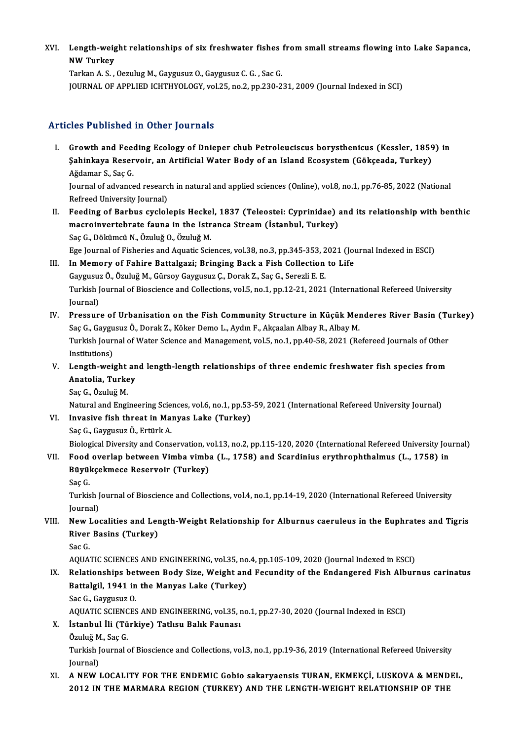XVI. **Length-weight relationships of six freshwater fishes from small streams flowing into Lake Sapanca, NW Turkey**
Tarkan A. S. , Oezulug M., Gaygusuz O., Gaygusuz C. G. , Sac G.
JOURNAL OF APPLIED ICHTHYOLOGY, vol.25, no.2, pp.230-231, 2009 (Journal Indexed in SCI)

## Articles Published in Other Journals

I. **Growth and Feeding Ecology of Dnieper chub Petroleuciscus borysthenicus (Kessler, 1859) in Şahinkaya Reservoir, an Artificial Water Body of an Island Ecosystem (Gökçeada, Turkey)**
Ağdamar S., Saç G.
Journal of advanced research in natural and applied sciences (Online), vol.8, no.1, pp.76-85, 2022 (National Refreed University Journal)

II. **Feeding of Barbus cyclolepis Heckel, 1837 (Teleostei: Cyprinidae) and its relationship with benthic macroinvertebrate fauna in the Istranca Stream (İstanbul, Turkey)**
Saç G., Dökümcü N., Özuluğ O., Özuluğ M.
Ege Journal of Fisheries and Aquatic Sciences, vol.38, no.3, pp.345-353, 2021 (Journal Indexed in ESCI)

III. **In Memory of Fahire Battalgazi; Bringing Back a Fish Collection to Life**
Gaygusuz Ö., Özuluğ M., Gürsoy Gaygusuz Ç., Dorak Z., Saç G., Serezli E. E.
Turkish Journal of Bioscience and Collections, vol.5, no.1, pp.12-21, 2021 (International Refereed University Journal)

IV. **Pressure of Urbanisation on the Fish Community Structure in Küçük Menderes River Basin (Turkey)**
Saç G., Gaygusuz Ö., Dorak Z., Köker Demo L., Aydın F., Akçaalan Albay R., Albay M.
Turkish Journal of Water Science and Management, vol.5, no.1, pp.40-58, 2021 (Refereed Journals of Other Institutions)

V. **Length-weight and length-length relationships of three endemic freshwater fish species from Anatolia, Turkey**
Saç G., Özuluğ M.
Natural and Engineering Sciences, vol.6, no.1, pp.53-59, 2021 (International Refereed University Journal)

VI. **Invasive fish threat in Manyas Lake (Turkey)**
Saç G., Gaygusuz Ö., Ertürk A.
Biological Diversity and Conservation, vol.13, no.2, pp.115-120, 2020 (International Refereed University Journal)

VII. **Food overlap between Vimba vimba (L., 1758) and Scardinius erythrophthalmus (L., 1758) in Büyükçekmece Reservoir (Turkey)**
Saç G.
Turkish Journal of Bioscience and Collections, vol.4, no.1, pp.14-19, 2020 (International Refereed University Journal)

VIII. **New Localities and Length-Weight Relationship for Alburnus caeruleus in the Euphrates and Tigris River Basins (Turkey)**
Sac G.
AQUATIC SCIENCES AND ENGINEERING, vol.35, no.4, pp.105-109, 2020 (Journal Indexed in ESCI)

IX. **Relationships between Body Size, Weight and Fecundity of the Endangered Fish Alburnus carinatus Battalgil, 1941 in the Manyas Lake (Turkey)**
Sac G., Gaygusuz O.
AQUATIC SCIENCES AND ENGINEERING, vol.35, no.1, pp.27-30, 2020 (Journal Indexed in ESCI)

X. **İstanbul İli (Türkiye) Tatlısu Balık Faunası**
Özuluğ M., Saç G.
Turkish Journal of Bioscience and Collections, vol.3, no.1, pp.19-36, 2019 (International Refereed University Journal)

XI. **A NEW LOCALITY FOR THE ENDEMIC Gobio sakaryaensis TURAN, EKMEKÇİ, LUSKOVA & MENDEL, 2012 IN THE MARMARA REGION (TURKEY) AND THE LENGTH-WEIGHT RELATIONSHIP OF THE**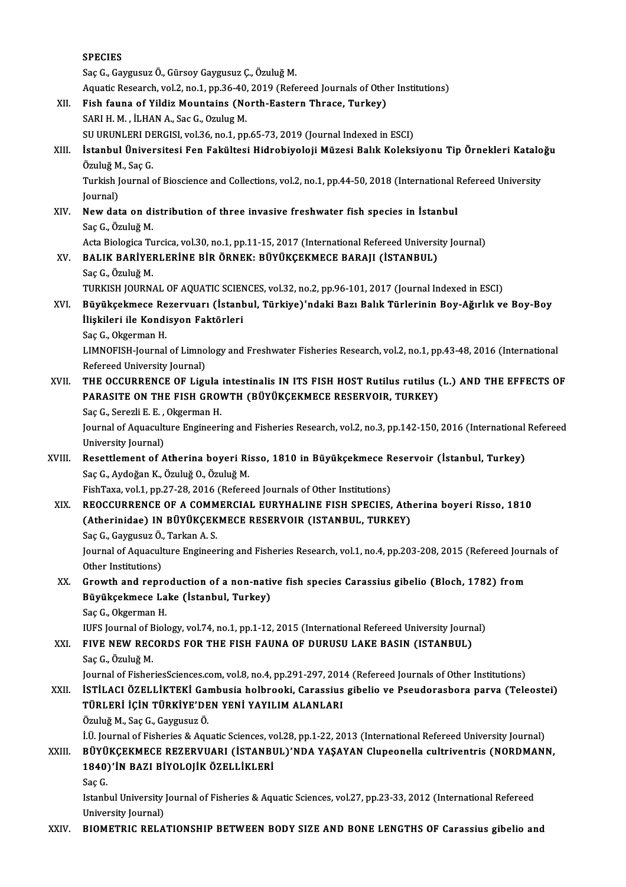SPECIES
Saç G., Gaygusuz Ö., Gürsoy Gaygusuz Ç., Özuluğ M.
Aquatic Research, vol.2, no.1, pp.36-40, 2019 (Refereed Journals of Other Institutions)

XII. **Fish fauna of Yildiz Mountains (North-Eastern Thrace, Turkey)**
SARI H. M. , İLHAN A., Sac G., Ozulug M.
SU URUNLERI DERGISI, vol.36, no.1, pp.65-73, 2019 (Journal Indexed in ESCI)

XIII. **İstanbul Üniversitesi Fen Fakültesi Hidrobiyoloji Müzesi Balık Koleksiyonu Tip Örnekleri Kataloğu**
Özuluğ M., Saç G.
Turkish Journal of Bioscience and Collections, vol.2, no.1, pp.44-50, 2018 (International Refereed University Journal)

XIV. **New data on distribution of three invasive freshwater fish species in İstanbul**
Saç G., Özuluğ M.
Acta Biologica Turcica, vol.30, no.1, pp.11-15, 2017 (International Refereed University Journal)

XV. **BALIK BARİYERLERİNE BİR ÖRNEK: BÜYÜKÇEKMECE BARAJI (İSTANBUL)**
Saç G., Özuluğ M.
TURKISH JOURNAL OF AQUATIC SCIENCES, vol.32, no.2, pp.96-101, 2017 (Journal Indexed in ESCI)

XVI. **Büyükçekmece Rezervuarı (İstanbul, Türkiye)'ndaki Bazı Balık Türlerinin Boy-Ağırlık ve Boy-Boy İlişkileri ile Kondisyon Faktörleri**
Saç G., Okgerman H.
LIMNOFISH-Journal of Limnology and Freshwater Fisheries Research, vol.2, no.1, pp.43-48, 2016 (International Refereed University Journal)

XVII. **THE OCCURRENCE OF Ligula intestinalis IN ITS FISH HOST Rutilus rutilus (L.) AND THE EFFECTS OF PARASITE ON THE FISH GROWTH (BÜYÜKÇEKMECE RESERVOIR, TURKEY)**
Saç G., Serezli E. E. , Okgerman H.
Journal of Aquaculture Engineering and Fisheries Research, vol.2, no.3, pp.142-150, 2016 (International Refereed University Journal)

XVIII. **Resettlement of Atherina boyeri Risso, 1810 in Büyükçekmece Reservoir (İstanbul, Turkey)**
Saç G., Aydoğan K., Özuluğ O., Özuluğ M.
FishTaxa, vol.1, pp.27-28, 2016 (Refereed Journals of Other Institutions)

XIX. **REOCCURRENCE OF A COMMERCIAL EURYHALINE FISH SPECIES, Atherina boyeri Risso, 1810 (Atherinidae) IN BÜYÜKÇEKMECE RESERVOIR (ISTANBUL, TURKEY)**
Saç G., Gaygusuz Ö., Tarkan A. S.
Journal of Aquaculture Engineering and Fisheries Research, vol.1, no.4, pp.203-208, 2015 (Refereed Journals of Other Institutions)

XX. **Growth and reproduction of a non-native fish species Carassius gibelio (Bloch, 1782) from Büyükçekmece Lake (İstanbul, Turkey)**
Saç G., Okgerman H.
IUFS Journal of Biology, vol.74, no.1, pp.1-12, 2015 (International Refereed University Journal)

XXI. **FIVE NEW RECORDS FOR THE FISH FAUNA OF DURUSU LAKE BASIN (ISTANBUL)**
Saç G., Özuluğ M.
Journal of FisheriesSciences.com, vol.8, no.4, pp.291-297, 2014 (Refereed Journals of Other Institutions)

XXII. **İSTİLACI ÖZELLİKTEKİ Gambusia holbrooki, Carassius gibelio ve Pseudorasbora parva (Teleostei) TÜRLERİ İÇİN TÜRKİYE'DEN YENİ YAYILIM ALANLARI**
Özuluğ M., Saç G., Gaygusuz Ö.
İ.Ü. Journal of Fisheries & Aquatic Sciences, vol.28, pp.1-22, 2013 (International Refereed University Journal)

XXIII. **BÜYÜKÇEKMECE REZERVUARI (İSTANBUL)'NDA YAŞAYAN Clupeonella cultriventris (NORDMANN, 1840)'İN BAZI BİYOLOJİK ÖZELLİKLERİ**
Saç G.
Istanbul University Journal of Fisheries & Aquatic Sciences, vol.27, pp.23-33, 2012 (International Refereed University Journal)

XXIV. **BIOMETRIC RELATIONSHIP BETWEEN BODY SIZE AND BONE LENGTHS OF Carassius gibelio and**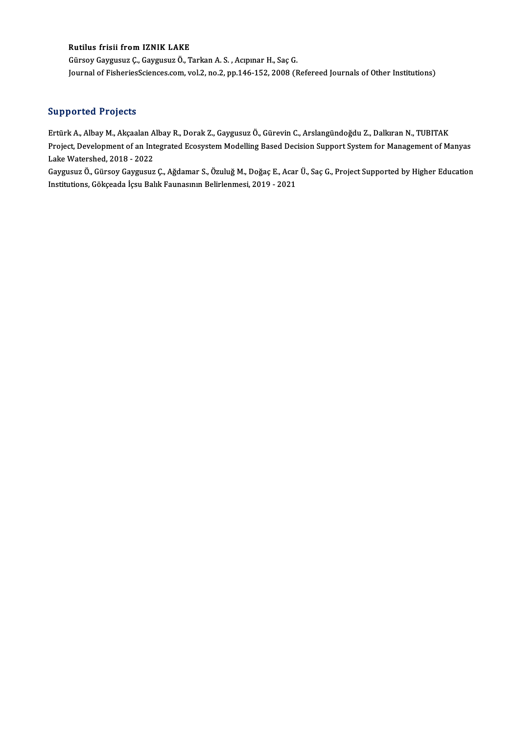**Rutilus frisii from IZNIK LAKE**

Gürsoy Gaygusuz Ç., Gaygusuz Ö., Tarkan A. S. , Acıpınar H., Saç G.

Journal of FisheriesSciences.com, vol.2, no.2, pp.146-152, 2008 (Refereed Journals of Other Institutions)

## Supported Projects

Ertürk A., Albay M., Akçaalan Albay R., Dorak Z., Gaygusuz Ö., Gürevin C., Arslangündoğdu Z., Dalkıran N., TUBITAK Project, Development of an Integrated Ecosystem Modelling Based Decision Support System for Management of Manyas Lake Watershed, 2018 - 2022

Gaygusuz Ö., Gürsoy Gaygusuz Ç., Ağdamar S., Özuluğ M., Doğaç E., Acar Ü., Saç G., Project Supported by Higher Education Institutions, Gökçeada İçsu Balık Faunasının Belirlenmesi, 2019 - 2021